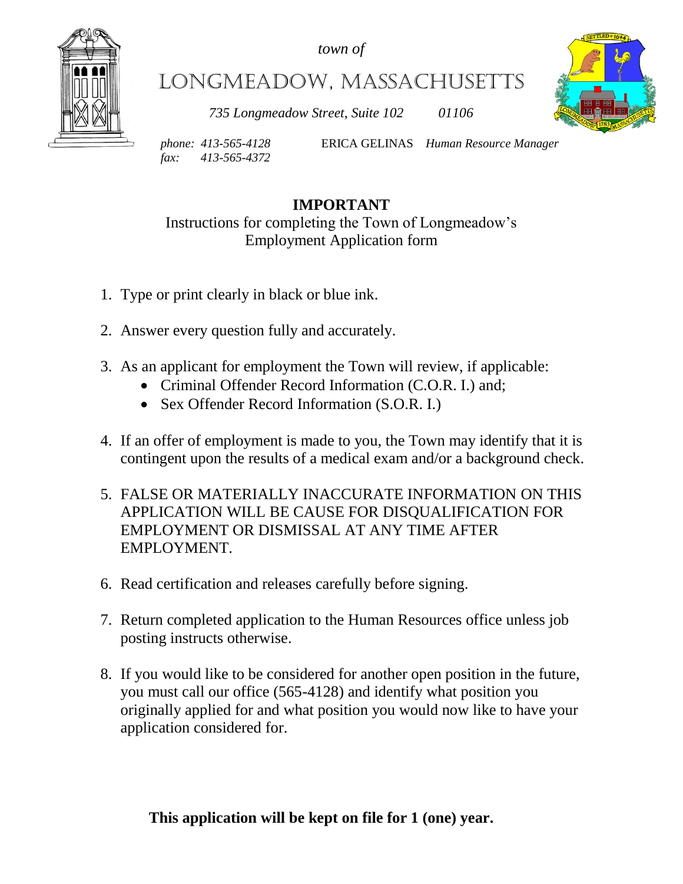*town of*

# LONGMEADOW, MASSACHUSETTS

*735 Longmeadow Street, Suite 102 01106*

*phone: 413-565-4128*
*fax: 413-565-4372*

ERICA GELINAS *Human Resource Manager*

## IMPORTANT

Instructions for completing the Town of Longmeadow's Employment Application form

1. Type or print clearly in black or blue ink.
2. Answer every question fully and accurately.
3. As an applicant for employment the Town will review, if applicable:
   - Criminal Offender Record Information (C.O.R. I.) and;
   - Sex Offender Record Information (S.O.R. I.)
4. If an offer of employment is made to you, the Town may identify that it is contingent upon the results of a medical exam and/or a background check.
5. FALSE OR MATERIALLY INACCURATE INFORMATION ON THIS APPLICATION WILL BE CAUSE FOR DISQUALIFICATION FOR EMPLOYMENT OR DISMISSAL AT ANY TIME AFTER EMPLOYMENT.
6. Read certification and releases carefully before signing.
7. Return completed application to the Human Resources office unless job posting instructs otherwise.
8. If you would like to be considered for another open position in the future, you must call our office (565-4128) and identify what position you originally applied for and what position you would now like to have your application considered for.

**This application will be kept on file for 1 (one) year.**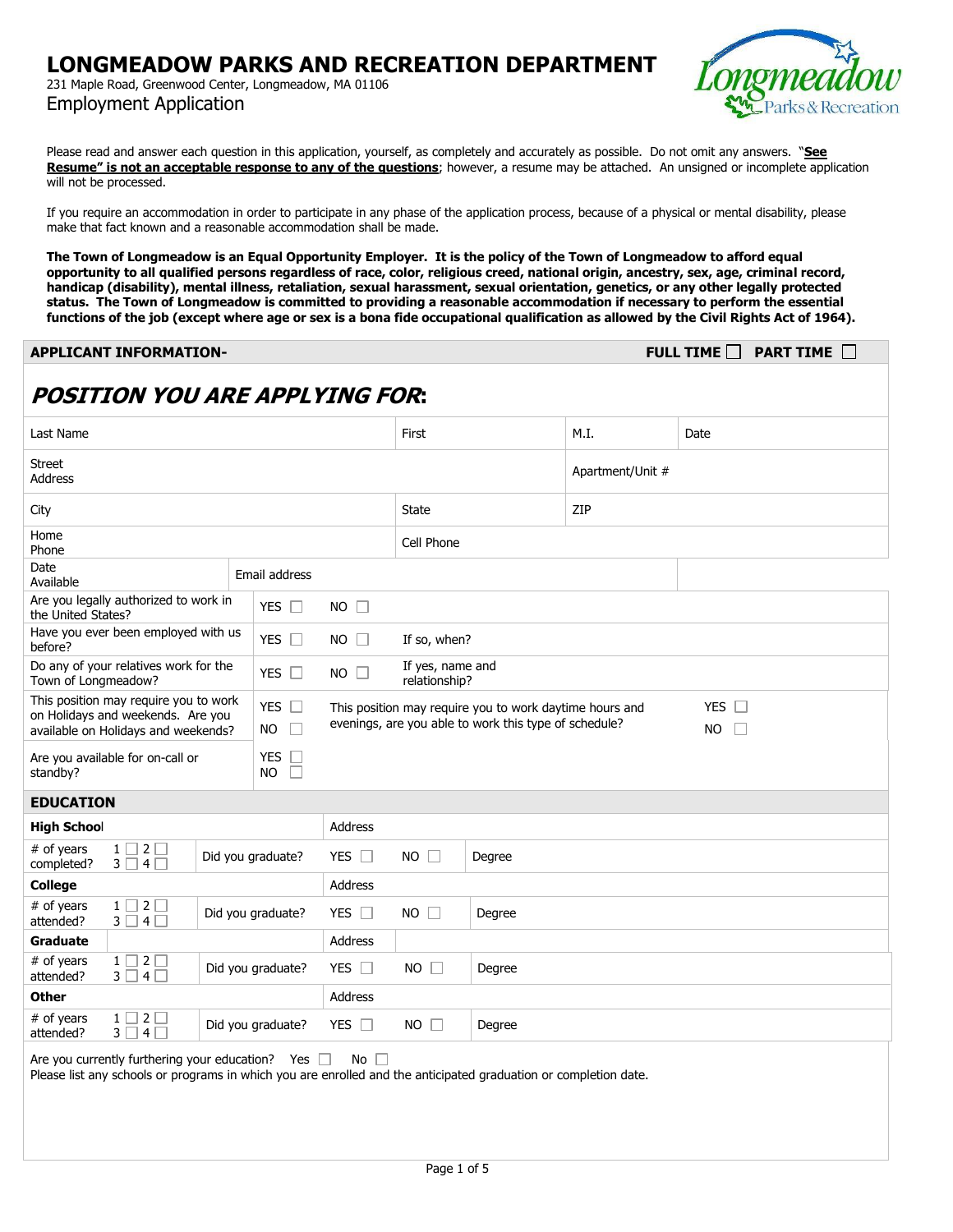# LONGMEADOW PARKS AND RECREATION DEPARTMENT

231 Maple Road, Greenwood Center, Longmeadow, MA 01106

Employment Application

Please read and answer each question in this application, yourself, as completely and accurately as possible. Do not omit any answers. "**See Resume" is not an acceptable response to any of the questions**; however, a resume may be attached. An unsigned or incomplete application will not be processed.

If you require an accommodation in order to participate in any phase of the application process, because of a physical or mental disability, please make that fact known and a reasonable accommodation shall be made.

**The Town of Longmeadow is an Equal Opportunity Employer. It is the policy of the Town of Longmeadow to afford equal opportunity to all qualified persons regardless of race, color, religious creed, national origin, ancestry, sex, age, criminal record, handicap (disability), mental illness, retaliation, sexual harassment, sexual orientation, genetics, or any other legally protected status. The Town of Longmeadow is committed to providing a reasonable accommodation if necessary to perform the essential functions of the job (except where age or sex is a bona fide occupational qualification as allowed by the Civil Rights Act of 1964).**

## APPLICANT INFORMATION- FULL TIME ☐ PART TIME ☐

## *POSITION YOU ARE APPLYING FOR*:

| Last Name | First | M.I. | Date |
|---|---|---|---|
| Street Address | | Apartment/Unit # | |
| City | State | ZIP | |
| Home Phone | Cell Phone | | |
| Date Available | Email address | | |

| | | | |
|---|---|---|---|
| Are you legally authorized to work in the United States? | YES ☐ | NO ☐ | |
| Have you ever been employed with us before? | YES ☐ | NO ☐ | If so, when? |
| Do any of your relatives work for the Town of Longmeadow? | YES ☐ | NO ☐ | If yes, name and relationship? |
| This position may require you to work on Holidays and weekends. Are you available on Holidays and weekends? | YES ☐ NO ☐ | This position may require you to work daytime hours and evenings, are you able to work this type of schedule? | YES ☐ NO ☐ |
| Are you available for on-call or standby? | YES ☐ NO ☐ | | |

## EDUCATION

| | | | | | |
|---|---|---|---|---|---|
| **High School** | | Address | | | |
| # of years completed? | 1 ☐ 2 ☐ 3 ☐ 4 ☐ | Did you graduate? | YES ☐ | NO ☐ | Degree |
| **College** | | Address | | | |
| # of years attended? | 1 ☐ 2 ☐ 3 ☐ 4 ☐ | Did you graduate? | YES ☐ | NO ☐ | Degree |
| **Graduate** | | Address | | | |
| # of years attended? | 1 ☐ 2 ☐ 3 ☐ 4 ☐ | Did you graduate? | YES ☐ | NO ☐ | Degree |
| **Other** | | Address | | | |
| # of years attended? | 1 ☐ 2 ☐ 3 ☐ 4 ☐ | Did you graduate? | YES ☐ | NO ☐ | Degree |

Are you currently furthering your education? Yes ☐ No ☐

Please list any schools or programs in which you are enrolled and the anticipated graduation or completion date.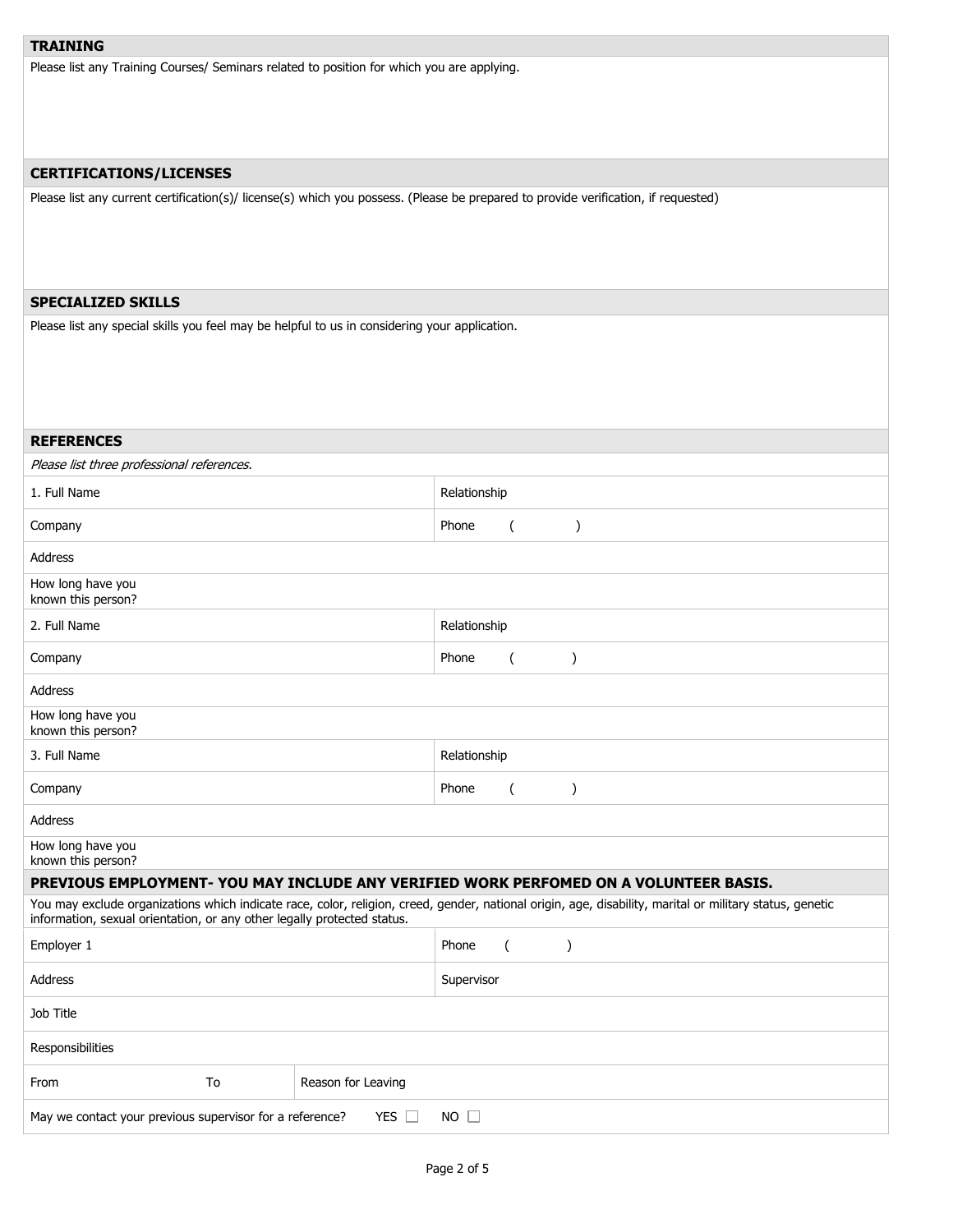## TRAINING

Please list any Training Courses/ Seminars related to position for which you are applying.

## CERTIFICATIONS/LICENSES

Please list any current certification(s)/ license(s) which you possess. (Please be prepared to provide verification, if requested)

## SPECIALIZED SKILLS

Please list any special skills you feel may be helpful to us in considering your application.

## REFERENCES

*Please list three professional references.*

| | |
|---|---|
| 1. Full Name | Relationship |
| Company | Phone ( ) |
| Address | |
| How long have you known this person? | |
| 2. Full Name | Relationship |
| Company | Phone ( ) |
| Address | |
| How long have you known this person? | |
| 3. Full Name | Relationship |
| Company | Phone ( ) |
| Address | |
| How long have you known this person? | |

## PREVIOUS EMPLOYMENT- YOU MAY INCLUDE ANY VERIFIED WORK PERFOMED ON A VOLUNTEER BASIS.

You may exclude organizations which indicate race, color, religion, creed, gender, national origin, age, disability, marital or military status, genetic information, sexual orientation, or any other legally protected status.

| | | |
|---|---|---|
| Employer 1 | | Phone ( ) |
| Address | | Supervisor |
| Job Title | | |
| Responsibilities | | |
| From | To | Reason for Leaving |
| May we contact your previous supervisor for a reference? YES ☐ NO ☐ | | |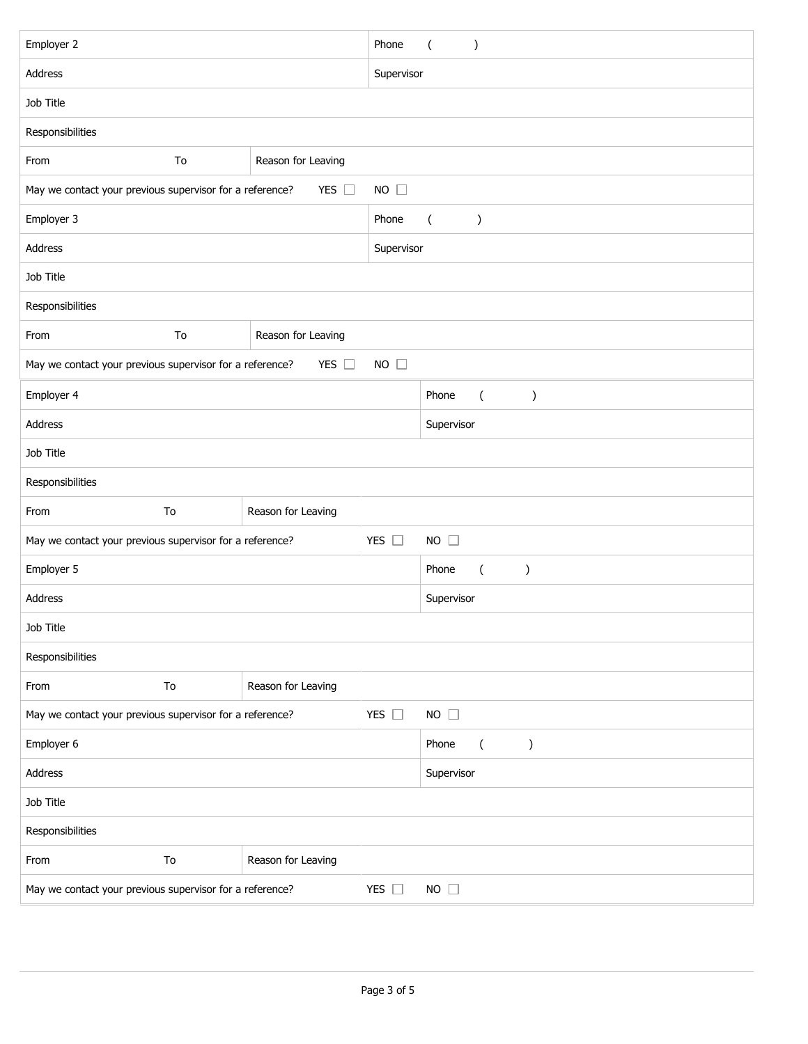| Employer 2 | | | Phone ( ) |
|---|---|---|---|
| Address | | | Supervisor |
| Job Title | | | |
| Responsibilities | | | |
| From | To | Reason for Leaving | |
| May we contact your previous supervisor for a reference? | | YES ☐ | NO ☐ |
| Employer 3 | | | Phone ( ) |
| Address | | | Supervisor |
| Job Title | | | |
| Responsibilities | | | |
| From | To | Reason for Leaving | |
| May we contact your previous supervisor for a reference? | | YES ☐ | NO ☐ |
| Employer 4 | | | Phone ( ) |
| Address | | | Supervisor |
| Job Title | | | |
| Responsibilities | | | |
| From | To | Reason for Leaving | |
| May we contact your previous supervisor for a reference? | | YES ☐ | NO ☐ |
| Employer 5 | | | Phone ( ) |
| Address | | | Supervisor |
| Job Title | | | |
| Responsibilities | | | |
| From | To | Reason for Leaving | |
| May we contact your previous supervisor for a reference? | | YES ☐ | NO ☐ |
| Employer 6 | | | Phone ( ) |
| Address | | | Supervisor |
| Job Title | | | |
| Responsibilities | | | |
| From | To | Reason for Leaving | |
| May we contact your previous supervisor for a reference? | | YES ☐ | NO ☐ |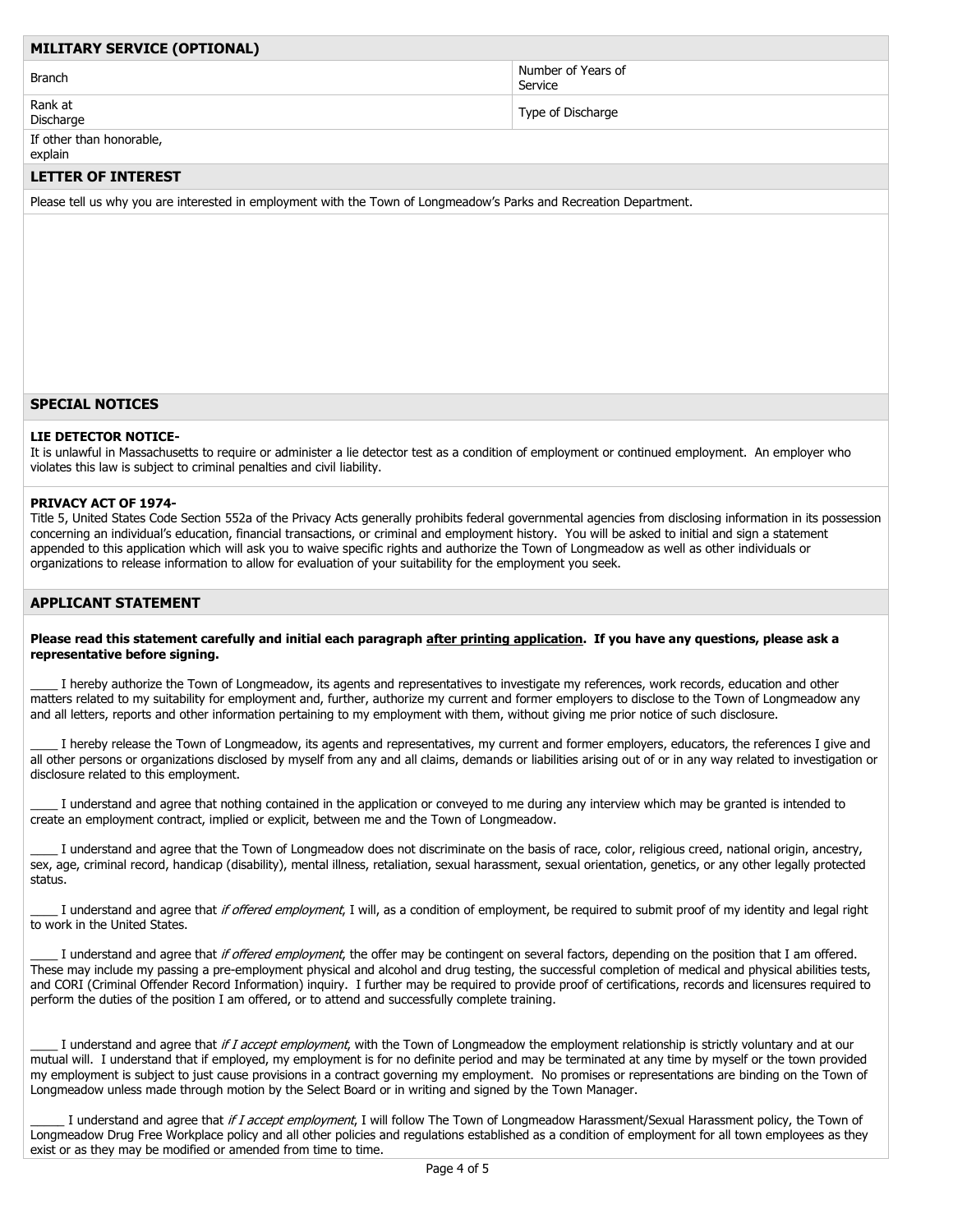## MILITARY SERVICE (OPTIONAL)

| Branch | | Number of Years of Service | |
|---|---|---|---|
| Rank at Discharge | | Type of Discharge | |
| If other than honorable, explain | | | |

## LETTER OF INTEREST

Please tell us why you are interested in employment with the Town of Longmeadow's Parks and Recreation Department.

## SPECIAL NOTICES

**LIE DETECTOR NOTICE-**
It is unlawful in Massachusetts to require or administer a lie detector test as a condition of employment or continued employment. An employer who violates this law is subject to criminal penalties and civil liability.

**PRIVACY ACT OF 1974-**
Title 5, United States Code Section 552a of the Privacy Acts generally prohibits federal governmental agencies from disclosing information in its possession concerning an individual's education, financial transactions, or criminal and employment history. You will be asked to initial and sign a statement appended to this application which will ask you to waive specific rights and authorize the Town of Longmeadow as well as other individuals or organizations to release information to allow for evaluation of your suitability for the employment you seek.

## APPLICANT STATEMENT

**Please read this statement carefully and initial each paragraph <u>after printing application</u>. If you have any questions, please ask a representative before signing.**

____ I hereby authorize the Town of Longmeadow, its agents and representatives to investigate my references, work records, education and other matters related to my suitability for employment and, further, authorize my current and former employers to disclose to the Town of Longmeadow any and all letters, reports and other information pertaining to my employment with them, without giving me prior notice of such disclosure.

____ I hereby release the Town of Longmeadow, its agents and representatives, my current and former employers, educators, the references I give and all other persons or organizations disclosed by myself from any and all claims, demands or liabilities arising out of or in any way related to investigation or disclosure related to this employment.

____ I understand and agree that nothing contained in the application or conveyed to me during any interview which may be granted is intended to create an employment contract, implied or explicit, between me and the Town of Longmeadow.

____ I understand and agree that the Town of Longmeadow does not discriminate on the basis of race, color, religious creed, national origin, ancestry, sex, age, criminal record, handicap (disability), mental illness, retaliation, sexual harassment, sexual orientation, genetics, or any other legally protected status.

____ I understand and agree that *if offered employment*, I will, as a condition of employment, be required to submit proof of my identity and legal right to work in the United States.

____ I understand and agree that *if offered employment*, the offer may be contingent on several factors, depending on the position that I am offered. These may include my passing a pre-employment physical and alcohol and drug testing, the successful completion of medical and physical abilities tests, and CORI (Criminal Offender Record Information) inquiry. I further may be required to provide proof of certifications, records and licensures required to perform the duties of the position I am offered, or to attend and successfully complete training.

____ I understand and agree that *if I accept employment*, with the Town of Longmeadow the employment relationship is strictly voluntary and at our mutual will. I understand that if employed, my employment is for no definite period and may be terminated at any time by myself or the town provided my employment is subject to just cause provisions in a contract governing my employment. No promises or representations are binding on the Town of Longmeadow unless made through motion by the Select Board or in writing and signed by the Town Manager.

_____ I understand and agree that *if I accept employment*, I will follow The Town of Longmeadow Harassment/Sexual Harassment policy, the Town of Longmeadow Drug Free Workplace policy and all other policies and regulations established as a condition of employment for all town employees as they exist or as they may be modified or amended from time to time.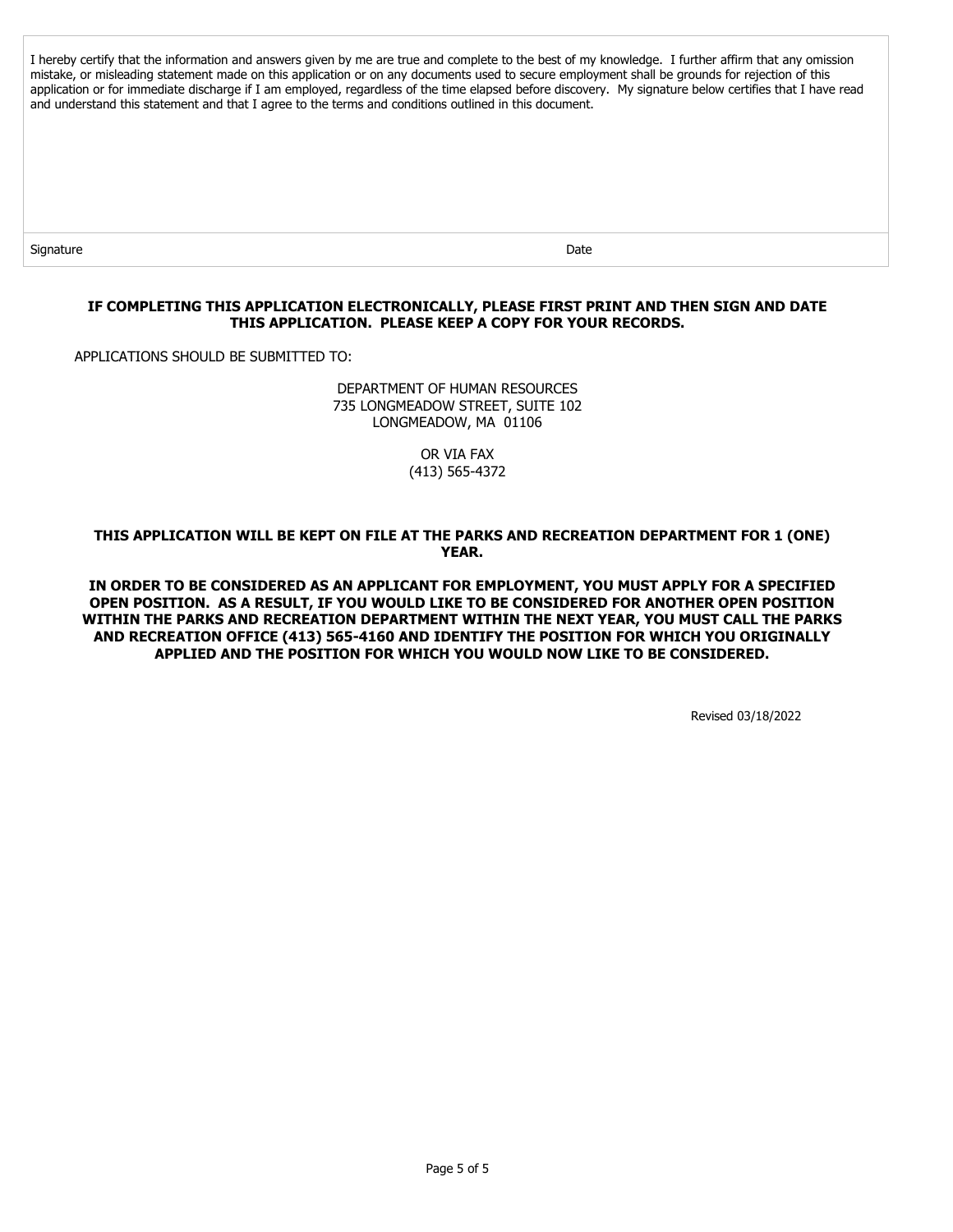I hereby certify that the information and answers given by me are true and complete to the best of my knowledge. I further affirm that any omission mistake, or misleading statement made on this application or on any documents used to secure employment shall be grounds for rejection of this application or for immediate discharge if I am employed, regardless of the time elapsed before discovery. My signature below certifies that I have read and understand this statement and that I agree to the terms and conditions outlined in this document.

| | |
|---|---|
| Signature | Date |

**IF COMPLETING THIS APPLICATION ELECTRONICALLY, PLEASE FIRST PRINT AND THEN SIGN AND DATE THIS APPLICATION. PLEASE KEEP A COPY FOR YOUR RECORDS.**

APPLICATIONS SHOULD BE SUBMITTED TO:

DEPARTMENT OF HUMAN RESOURCES
735 LONGMEADOW STREET, SUITE 102
LONGMEADOW, MA 01106

OR VIA FAX
(413) 565-4372

**THIS APPLICATION WILL BE KEPT ON FILE AT THE PARKS AND RECREATION DEPARTMENT FOR 1 (ONE) YEAR.**

**IN ORDER TO BE CONSIDERED AS AN APPLICANT FOR EMPLOYMENT, YOU MUST APPLY FOR A SPECIFIED OPEN POSITION. AS A RESULT, IF YOU WOULD LIKE TO BE CONSIDERED FOR ANOTHER OPEN POSITION WITHIN THE PARKS AND RECREATION DEPARTMENT WITHIN THE NEXT YEAR, YOU MUST CALL THE PARKS AND RECREATION OFFICE (413) 565-4160 AND IDENTIFY THE POSITION FOR WHICH YOU ORIGINALLY APPLIED AND THE POSITION FOR WHICH YOU WOULD NOW LIKE TO BE CONSIDERED.**

Revised 03/18/2022